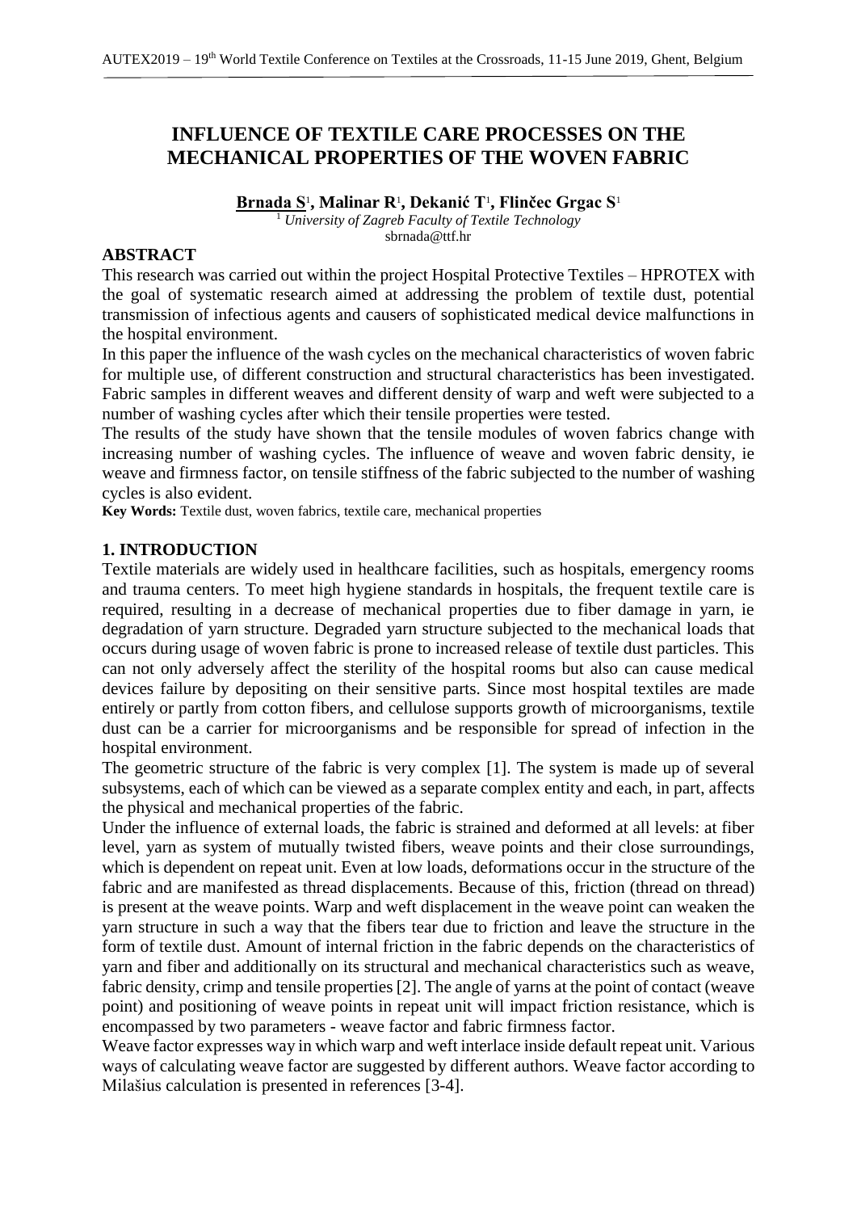# INFLUENCE OF TEXTILE CARE PROCESSES ON THE MECHANICAL PROPERTIES OF THE WOVEN FABRIC

**Brnada S**[1], **Malinar R**[1], **Dekanić T**[1], **Flinčec Grgac S**[1]

[1] *University of Zagreb Faculty of Textile Technology*
sbrnada@ttf.hr

## ABSTRACT

This research was carried out within the project Hospital Protective Textiles – HPROTEX with the goal of systematic research aimed at addressing the problem of textile dust, potential transmission of infectious agents and causers of sophisticated medical device malfunctions in the hospital environment.

In this paper the influence of the wash cycles on the mechanical characteristics of woven fabric for multiple use, of different construction and structural characteristics has been investigated. Fabric samples in different weaves and different density of warp and weft were subjected to a number of washing cycles after which their tensile properties were tested.

The results of the study have shown that the tensile modules of woven fabrics change with increasing number of washing cycles. The influence of weave and woven fabric density, ie weave and firmness factor, on tensile stiffness of the fabric subjected to the number of washing cycles is also evident.

**Key Words:** Textile dust, woven fabrics, textile care, mechanical properties

## 1. INTRODUCTION

Textile materials are widely used in healthcare facilities, such as hospitals, emergency rooms and trauma centers. To meet high hygiene standards in hospitals, the frequent textile care is required, resulting in a decrease of mechanical properties due to fiber damage in yarn, ie degradation of yarn structure. Degraded yarn structure subjected to the mechanical loads that occurs during usage of woven fabric is prone to increased release of textile dust particles. This can not only adversely affect the sterility of the hospital rooms but also can cause medical devices failure by depositing on their sensitive parts. Since most hospital textiles are made entirely or partly from cotton fibers, and cellulose supports growth of microorganisms, textile dust can be a carrier for microorganisms and be responsible for spread of infection in the hospital environment.

The geometric structure of the fabric is very complex [1]. The system is made up of several subsystems, each of which can be viewed as a separate complex entity and each, in part, affects the physical and mechanical properties of the fabric.

Under the influence of external loads, the fabric is strained and deformed at all levels: at fiber level, yarn as system of mutually twisted fibers, weave points and their close surroundings, which is dependent on repeat unit. Even at low loads, deformations occur in the structure of the fabric and are manifested as thread displacements. Because of this, friction (thread on thread) is present at the weave points. Warp and weft displacement in the weave point can weaken the yarn structure in such a way that the fibers tear due to friction and leave the structure in the form of textile dust. Amount of internal friction in the fabric depends on the characteristics of yarn and fiber and additionally on its structural and mechanical characteristics such as weave, fabric density, crimp and tensile properties [2]. The angle of yarns at the point of contact (weave point) and positioning of weave points in repeat unit will impact friction resistance, which is encompassed by two parameters - weave factor and fabric firmness factor.

Weave factor expresses way in which warp and weft interlace inside default repeat unit. Various ways of calculating weave factor are suggested by different authors. Weave factor according to Milašius calculation is presented in references [3-4].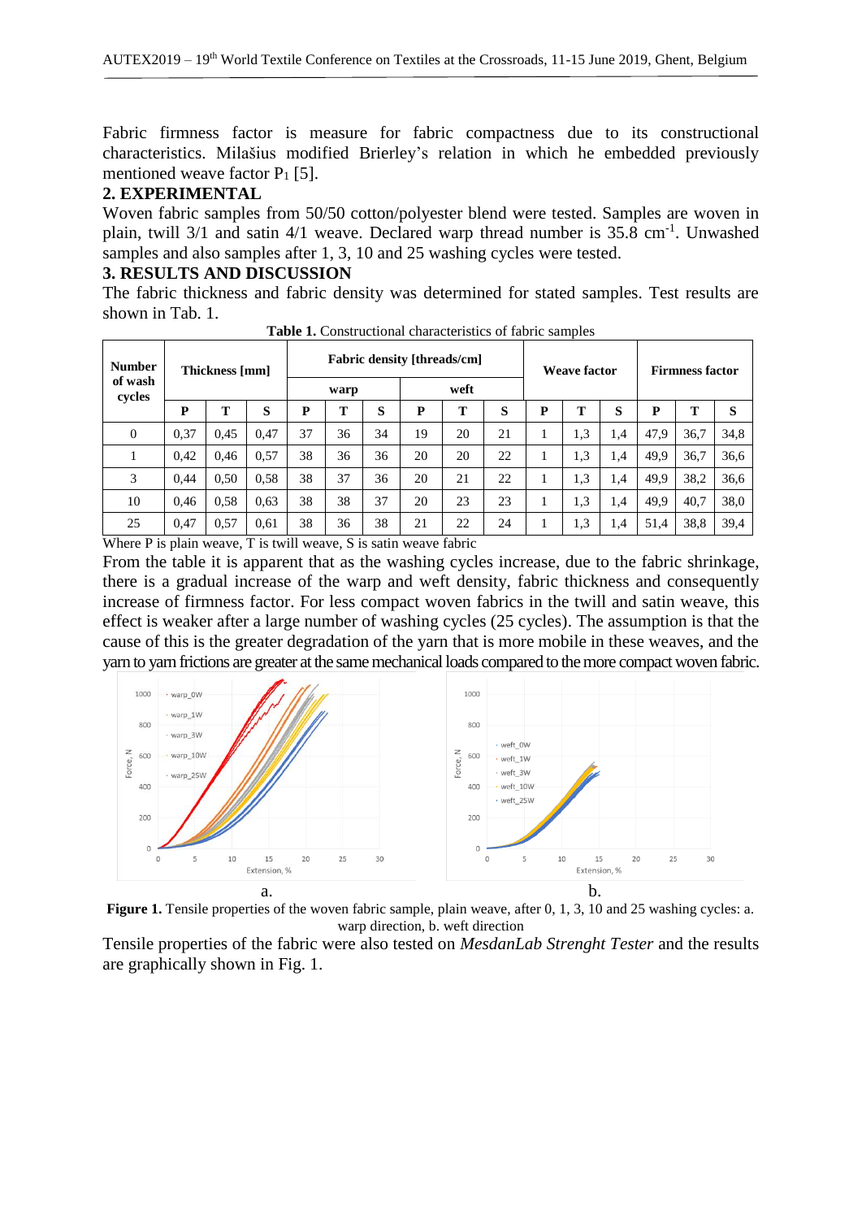Fabric firmness factor is measure for fabric compactness due to its constructional characteristics. Milašius modified Brierley's relation in which he embedded previously mentioned weave factor $P_1$ [5].

## 2. EXPERIMENTAL

Woven fabric samples from 50/50 cotton/polyester blend were tested. Samples are woven in plain, twill 3/1 and satin 4/1 weave. Declared warp thread number is 35.8 $cm^{-1}$. Unwashed samples and also samples after 1, 3, 10 and 25 washing cycles were tested.

## 3. RESULTS AND DISCUSSION

The fabric thickness and fabric density was determined for stated samples. Test results are shown in Tab. 1.

**Table 1.** Constructional characteristics of fabric samples

| Number of wash cycles | Thickness [mm] | | | Fabric density [threads/cm] | | | | | | Weave factor | | | Firmness factor | | |
|---|---|---|---|---|---|---|---|---|---|---|---|---|---|---|---|
| | | | | warp | | | weft | | | | | | | | |
| | P | T | S | P | T | S | P | T | S | P | T | S | P | T | S |
| 0 | 0,37 | 0,45 | 0,47 | 37 | 36 | 34 | 19 | 20 | 21 | 1 | 1,3 | 1,4 | 47,9 | 36,7 | 34,8 |
| 1 | 0,42 | 0,46 | 0,57 | 38 | 36 | 36 | 20 | 20 | 22 | 1 | 1,3 | 1,4 | 49,9 | 36,7 | 36,6 |
| 3 | 0,44 | 0,50 | 0,58 | 38 | 37 | 36 | 20 | 21 | 22 | 1 | 1,3 | 1,4 | 49,9 | 38,2 | 36,6 |
| 10 | 0,46 | 0,58 | 0,63 | 38 | 38 | 37 | 20 | 23 | 23 | 1 | 1,3 | 1,4 | 49,9 | 40,7 | 38,0 |
| 25 | 0,47 | 0,57 | 0,61 | 38 | 36 | 38 | 21 | 22 | 24 | 1 | 1,3 | 1,4 | 51,4 | 38,8 | 39,4 |

Where P is plain weave, T is twill weave, S is satin weave fabric

From the table it is apparent that as the washing cycles increase, due to the fabric shrinkage, there is a gradual increase of the warp and weft density, fabric thickness and consequently increase of firmness factor. For less compact woven fabrics in the twill and satin weave, this effect is weaker after a large number of washing cycles (25 cycles). The assumption is that the cause of this is the greater degradation of the yarn that is more mobile in these weaves, and the yarn to yarn frictions are greater at the same mechanical loads compared to the more compact woven fabric.

**Figure 1.** Tensile properties of the woven fabric sample, plain weave, after 0, 1, 3, 10 and 25 washing cycles: a. warp direction, b. weft direction

Tensile properties of the fabric were also tested on *MesdanLab Strenght Tester* and the results are graphically shown in Fig. 1.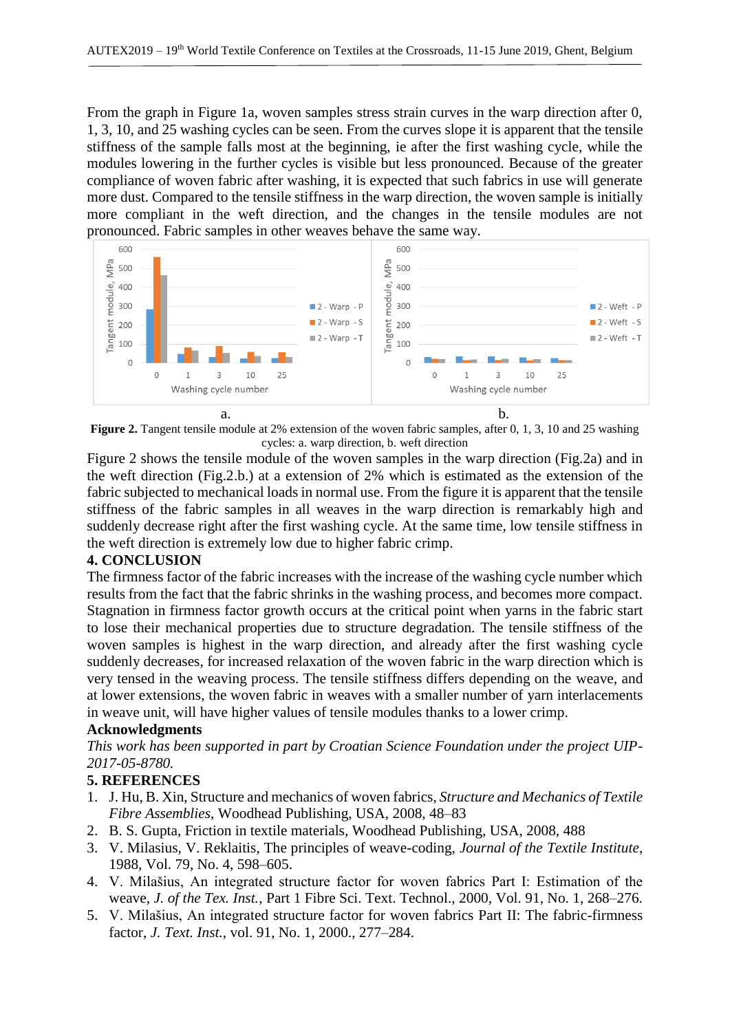From the graph in Figure 1a, woven samples stress strain curves in the warp direction after 0, 1, 3, 10, and 25 washing cycles can be seen. From the curves slope it is apparent that the tensile stiffness of the sample falls most at the beginning, ie after the first washing cycle, while the modules lowering in the further cycles is visible but less pronounced. Because of the greater compliance of woven fabric after washing, it is expected that such fabrics in use will generate more dust. Compared to the tensile stiffness in the warp direction, the woven sample is initially more compliant in the weft direction, and the changes in the tensile modules are not pronounced. Fabric samples in other weaves behave the same way.

Tangent module, MPa
600
500
400
300
200
100
0
0 1 3 10 25
Washing cycle number
2 - Warp - P
2 - Warp - S
2 - Warp - T

a.

Tangent module, MPa
600
500
400
300
200
100
0
0 1 3 10 25
Washing cycle number
2 - Weft - P
2 - Weft - S
2 - Weft - T

b.

**Figure 2.** Tangent tensile module at 2% extension of the woven fabric samples, after 0, 1, 3, 10 and 25 washing cycles: a. warp direction, b. weft direction

Figure 2 shows the tensile module of the woven samples in the warp direction (Fig.2a) and in the weft direction (Fig.2.b.) at a extension of 2% which is estimated as the extension of the fabric subjected to mechanical loads in normal use. From the figure it is apparent that the tensile stiffness of the fabric samples in all weaves in the warp direction is remarkably high and suddenly decrease right after the first washing cycle. At the same time, low tensile stiffness in the weft direction is extremely low due to higher fabric crimp.

## 4. CONCLUSION

The firmness factor of the fabric increases with the increase of the washing cycle number which results from the fact that the fabric shrinks in the washing process, and becomes more compact. Stagnation in firmness factor growth occurs at the critical point when yarns in the fabric start to lose their mechanical properties due to structure degradation. The tensile stiffness of the woven samples is highest in the warp direction, and already after the first washing cycle suddenly decreases, for increased relaxation of the woven fabric in the warp direction which is very tensed in the weaving process. The tensile stiffness differs depending on the weave, and at lower extensions, the woven fabric in weaves with a smaller number of yarn interlacements in weave unit, will have higher values of tensile modules thanks to a lower crimp.

### Acknowledgments

*This work has been supported in part by Croatian Science Foundation under the project UIP-2017-05-8780.*

## 5. REFERENCES

1. J. Hu, B. Xin, Structure and mechanics of woven fabrics, *Structure and Mechanics of Textile Fibre Assemblies*, Woodhead Publishing, USA, 2008, 48–83
2. B. S. Gupta, Friction in textile materials, Woodhead Publishing, USA, 2008, 488
3. V. Milasius, V. Reklaitis, The principles of weave-coding, *Journal of the Textile Institute*, 1988, Vol. 79, No. 4, 598–605.
4. V. Milašius, An integrated structure factor for woven fabrics Part I: Estimation of the weave, *J. of the Tex. Inst.*, Part 1 Fibre Sci. Text. Technol., 2000, Vol. 91, No. 1, 268–276.
5. V. Milašius, An integrated structure factor for woven fabrics Part II: The fabric-firmness factor, *J. Text. Inst.*, vol. 91, No. 1, 2000., 277–284.